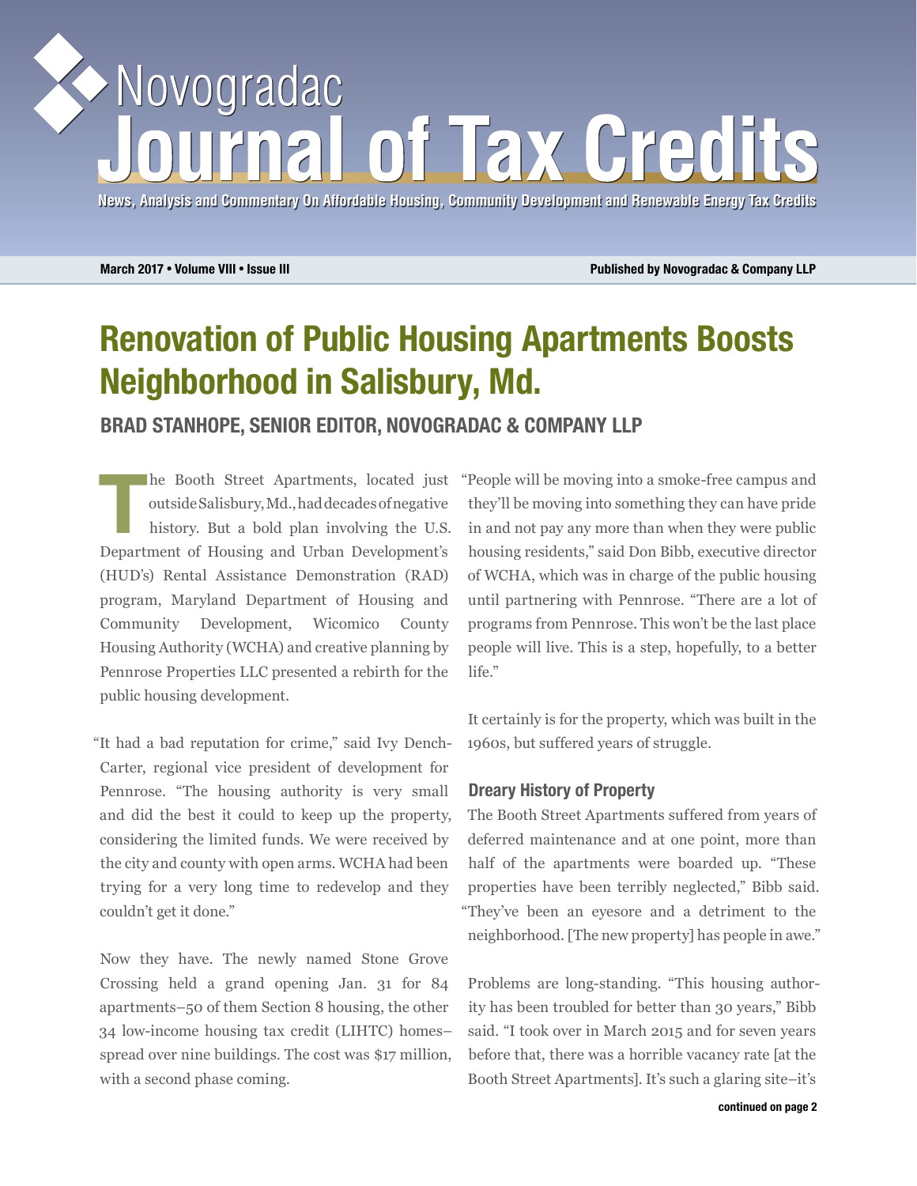# Novogradac Journal of Tax Credits

News, Analysis and Commentary On Affordable Housing, Community Development and Renewable Energy Tax Credits

March 2017 • Volume VIII • Issue III

Published by Novogradac & Company LLP

## Renovation of Public Housing Apartments Boosts Neighborhood in Salisbury, Md.

**BRAD STANHOPE, SENIOR EDITOR, NOVOGRADAC & COMPANY LLP**

The Booth Street Apartments, located just outside Salisbury, Md., had decades of negative history. But a bold plan involving the U.S. Department of Housing and Urban Development's (HUD's) Rental Assistance Demonstration (RAD) program, Maryland Department of Housing and Community Development, Wicomico County Housing Authority (WCHA) and creative planning by Pennrose Properties LLC presented a rebirth for the public housing development.

"It had a bad reputation for crime," said Ivy Dench-Carter, regional vice president of development for Pennrose. "The housing authority is very small and did the best it could to keep up the property, considering the limited funds. We were received by the city and county with open arms. WCHA had been trying for a very long time to redevelop and they couldn't get it done."

Now they have. The newly named Stone Grove Crossing held a grand opening Jan. 31 for 84 apartments–50 of them Section 8 housing, the other 34 low-income housing tax credit (LIHTC) homes–spread over nine buildings. The cost was $17 million, with a second phase coming.

"People will be moving into a smoke-free campus and they'll be moving into something they can have pride in and not pay any more than when they were public housing residents," said Don Bibb, executive director of WCHA, which was in charge of the public housing until partnering with Pennrose. "There are a lot of programs from Pennrose. This won't be the last place people will live. This is a step, hopefully, to a better life."

It certainly is for the property, which was built in the 1960s, but suffered years of struggle.

### Dreary History of Property

The Booth Street Apartments suffered from years of deferred maintenance and at one point, more than half of the apartments were boarded up. "These properties have been terribly neglected," Bibb said. "They've been an eyesore and a detriment to the neighborhood. [The new property] has people in awe."

Problems are long-standing. "This housing authority has been troubled for better than 30 years," Bibb said. "I took over in March 2015 and for seven years before that, there was a horrible vacancy rate [at the Booth Street Apartments]. It's such a glaring site–it's

continued on page 2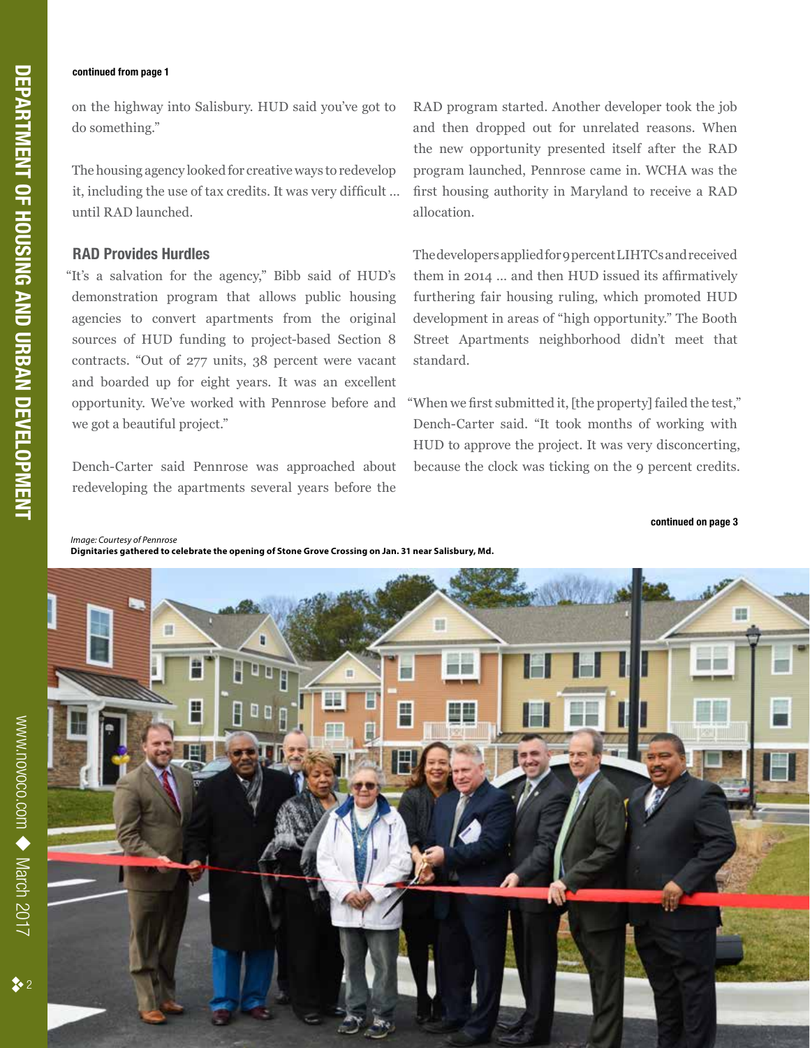continued from page 1

on the highway into Salisbury. HUD said you've got to do something."

The housing agency looked for creative ways to redevelop it, including the use of tax credits. It was very difficult … until RAD launched.

## RAD Provides Hurdles

"It's a salvation for the agency," Bibb said of HUD's demonstration program that allows public housing agencies to convert apartments from the original sources of HUD funding to project-based Section 8 contracts. "Out of 277 units, 38 percent were vacant and boarded up for eight years. It was an excellent opportunity. We've worked with Pennrose before and we got a beautiful project."

Dench-Carter said Pennrose was approached about redeveloping the apartments several years before the RAD program started. Another developer took the job and then dropped out for unrelated reasons. When the new opportunity presented itself after the RAD program launched, Pennrose came in. WCHA was the first housing authority in Maryland to receive a RAD allocation.

The developers applied for 9 percent LIHTCs and received them in 2014 … and then HUD issued its affirmatively furthering fair housing ruling, which promoted HUD development in areas of "high opportunity." The Booth Street Apartments neighborhood didn't meet that standard.

"When we first submitted it, [the property] failed the test," Dench-Carter said. "It took months of working with HUD to approve the project. It was very disconcerting, because the clock was ticking on the 9 percent credits.

continued on page 3

*Image: Courtesy of Pennrose*
**Dignitaries gathered to celebrate the opening of Stone Grove Crossing on Jan. 31 near Salisbury, Md.**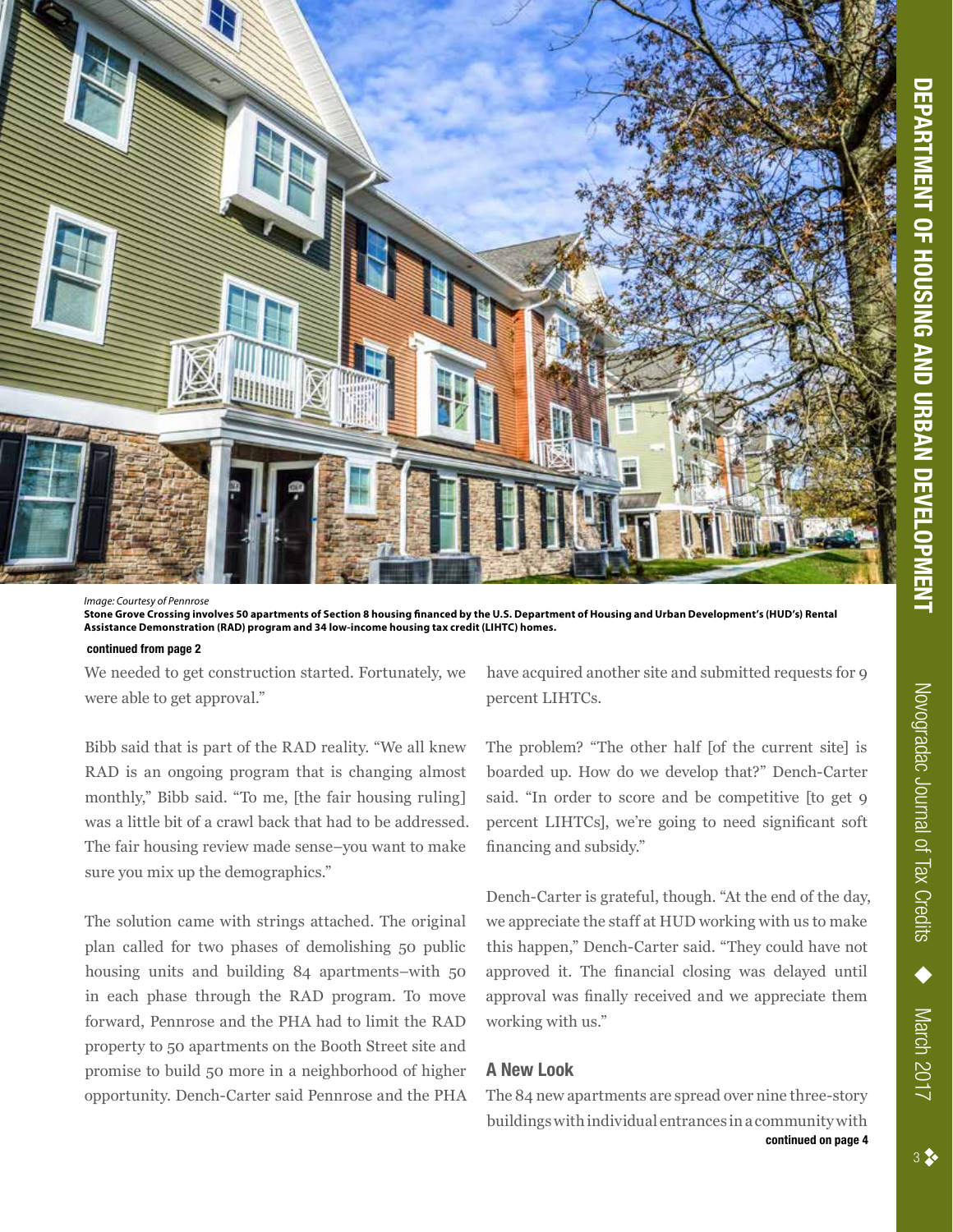Image: Courtesy of Pennrose

**Stone Grove Crossing involves 50 apartments of Section 8 housing financed by the U.S. Department of Housing and Urban Development's (HUD's) Rental Assistance Demonstration (RAD) program and 34 low-income housing tax credit (LIHTC) homes.**

**continued from page 2**

We needed to get construction started. Fortunately, we were able to get approval."

Bibb said that is part of the RAD reality. "We all knew RAD is an ongoing program that is changing almost monthly," Bibb said. "To me, [the fair housing ruling] was a little bit of a crawl back that had to be addressed. The fair housing review made sense–you want to make sure you mix up the demographics."

The solution came with strings attached. The original plan called for two phases of demolishing 50 public housing units and building 84 apartments–with 50 in each phase through the RAD program. To move forward, Pennrose and the PHA had to limit the RAD property to 50 apartments on the Booth Street site and promise to build 50 more in a neighborhood of higher opportunity. Dench-Carter said Pennrose and the PHA have acquired another site and submitted requests for 9 percent LIHTCs.

The problem? "The other half [of the current site] is boarded up. How do we develop that?" Dench-Carter said. "In order to score and be competitive [to get 9 percent LIHTCs], we're going to need significant soft financing and subsidy."

Dench-Carter is grateful, though. "At the end of the day, we appreciate the staff at HUD working with us to make this happen," Dench-Carter said. "They could have not approved it. The financial closing was delayed until approval was finally received and we appreciate them working with us."

## A New Look

The 84 new apartments are spread over nine three-story buildings with individual entrances in a community with

**continued on page 4**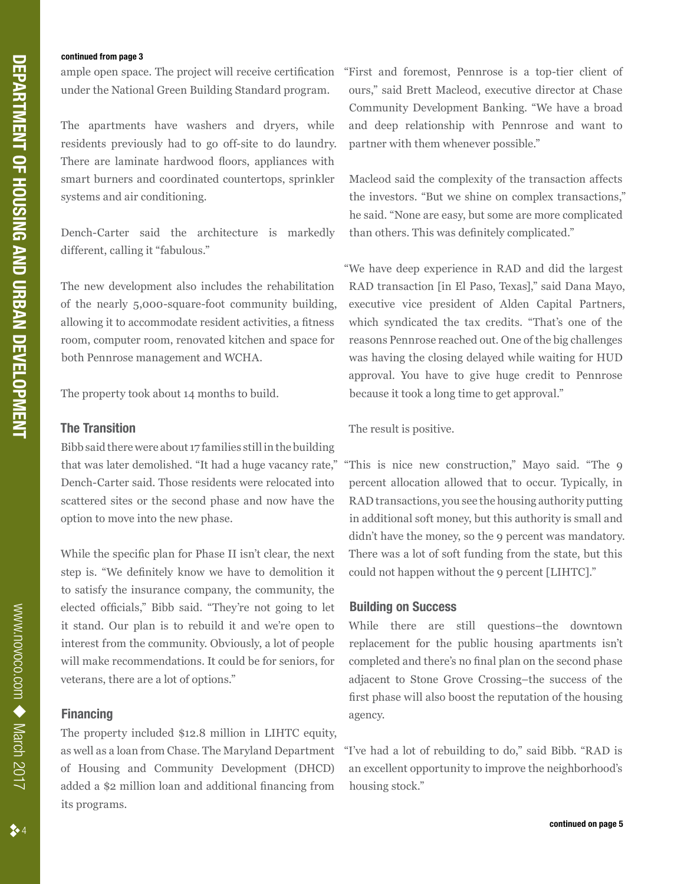continued from page 3

ample open space. The project will receive certification under the National Green Building Standard program.

The apartments have washers and dryers, while residents previously had to go off-site to do laundry. There are laminate hardwood floors, appliances with smart burners and coordinated countertops, sprinkler systems and air conditioning.

Dench-Carter said the architecture is markedly different, calling it "fabulous."

The new development also includes the rehabilitation of the nearly 5,000-square-foot community building, allowing it to accommodate resident activities, a fitness room, computer room, renovated kitchen and space for both Pennrose management and WCHA.

The property took about 14 months to build.

### The Transition

Bibb said there were about 17 families still in the building that was later demolished. "It had a huge vacancy rate," Dench-Carter said. Those residents were relocated into scattered sites or the second phase and now have the option to move into the new phase.

While the specific plan for Phase II isn't clear, the next step is. "We definitely know we have to demolition it to satisfy the insurance company, the community, the elected officials," Bibb said. "They're not going to let it stand. Our plan is to rebuild it and we're open to interest from the community. Obviously, a lot of people will make recommendations. It could be for seniors, for veterans, there are a lot of options."

### Financing

The property included $12.8 million in LIHTC equity, as well as a loan from Chase. The Maryland Department of Housing and Community Development (DHCD) added a $2 million loan and additional financing from its programs.

"First and foremost, Pennrose is a top-tier client of ours," said Brett Macleod, executive director at Chase Community Development Banking. "We have a broad and deep relationship with Pennrose and want to partner with them whenever possible."

Macleod said the complexity of the transaction affects the investors. "But we shine on complex transactions," he said. "None are easy, but some are more complicated than others. This was definitely complicated."

"We have deep experience in RAD and did the largest RAD transaction [in El Paso, Texas]," said Dana Mayo, executive vice president of Alden Capital Partners, which syndicated the tax credits. "That's one of the reasons Pennrose reached out. One of the big challenges was having the closing delayed while waiting for HUD approval. You have to give huge credit to Pennrose because it took a long time to get approval."

The result is positive.

"This is nice new construction," Mayo said. "The 9 percent allocation allowed that to occur. Typically, in RAD transactions, you see the housing authority putting in additional soft money, but this authority is small and didn't have the money, so the 9 percent was mandatory. There was a lot of soft funding from the state, but this could not happen without the 9 percent [LIHTC]."

### Building on Success

While there are still questions–the downtown replacement for the public housing apartments isn't completed and there's no final plan on the second phase adjacent to Stone Grove Crossing–the success of the first phase will also boost the reputation of the housing agency.

"I've had a lot of rebuilding to do," said Bibb. "RAD is an excellent opportunity to improve the neighborhood's housing stock."

continued on page 5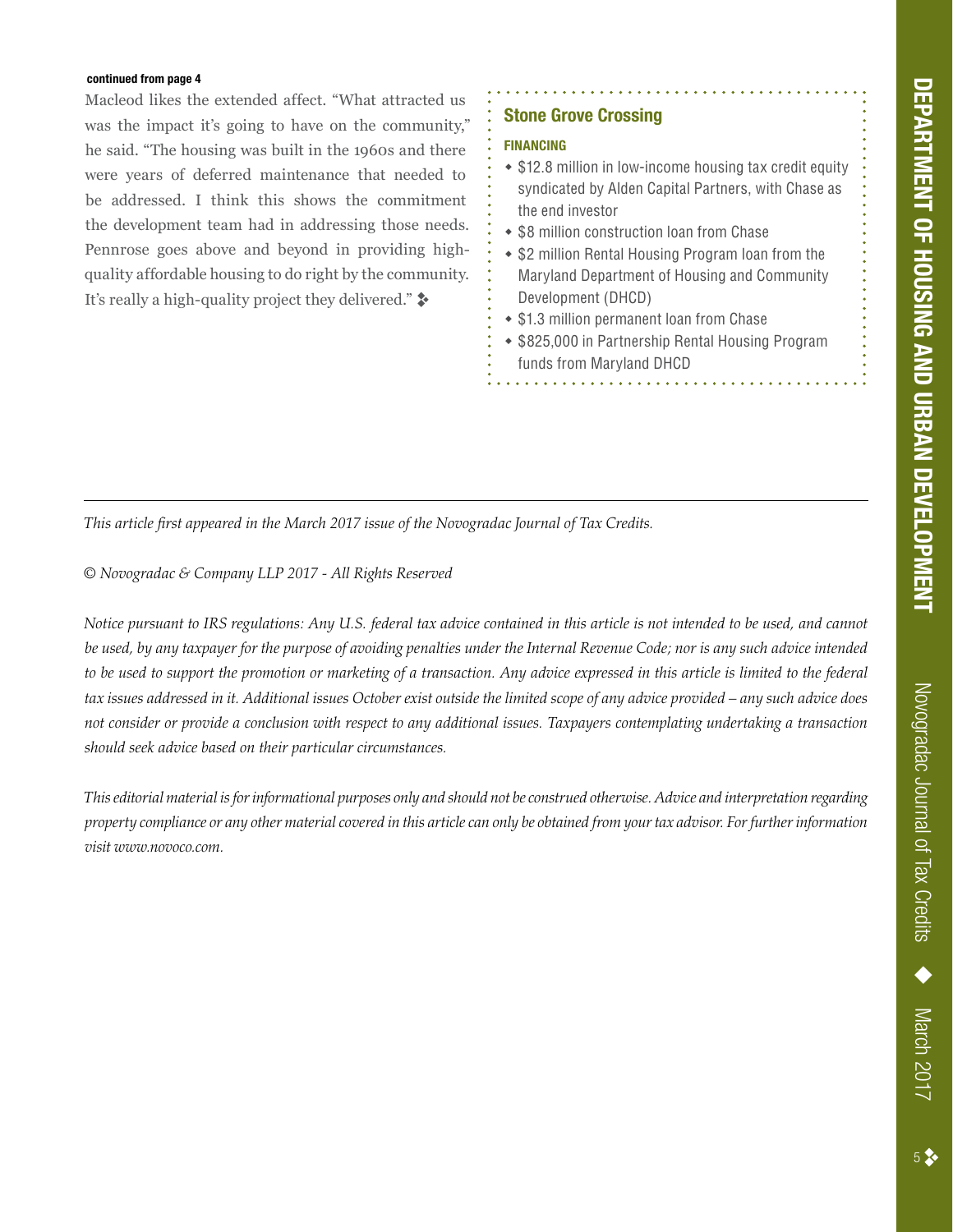**continued from page 4**

Macleod likes the extended affect. "What attracted us was the impact it's going to have on the community," he said. "The housing was built in the 1960s and there were years of deferred maintenance that needed to be addressed. I think this shows the commitment the development team had in addressing those needs. Pennrose goes above and beyond in providing high-quality affordable housing to do right by the community. It's really a high-quality project they delivered." ❖

## Stone Grove Crossing

**FINANCING**

- $12.8 million in low-income housing tax credit equity syndicated by Alden Capital Partners, with Chase as the end investor
- $8 million construction loan from Chase
- $2 million Rental Housing Program loan from the Maryland Department of Housing and Community Development (DHCD)
- $1.3 million permanent loan from Chase
- $825,000 in Partnership Rental Housing Program funds from Maryland DHCD

---

*This article first appeared in the March 2017 issue of the Novogradac Journal of Tax Credits.*

*© Novogradac & Company LLP 2017 - All Rights Reserved*

*Notice pursuant to IRS regulations: Any U.S. federal tax advice contained in this article is not intended to be used, and cannot be used, by any taxpayer for the purpose of avoiding penalties under the Internal Revenue Code; nor is any such advice intended to be used to support the promotion or marketing of a transaction. Any advice expressed in this article is limited to the federal tax issues addressed in it. Additional issues October exist outside the limited scope of any advice provided – any such advice does not consider or provide a conclusion with respect to any additional issues. Taxpayers contemplating undertaking a transaction should seek advice based on their particular circumstances.*

*This editorial material is for informational purposes only and should not be construed otherwise. Advice and interpretation regarding property compliance or any other material covered in this article can only be obtained from your tax advisor. For further information visit www.novoco.com.*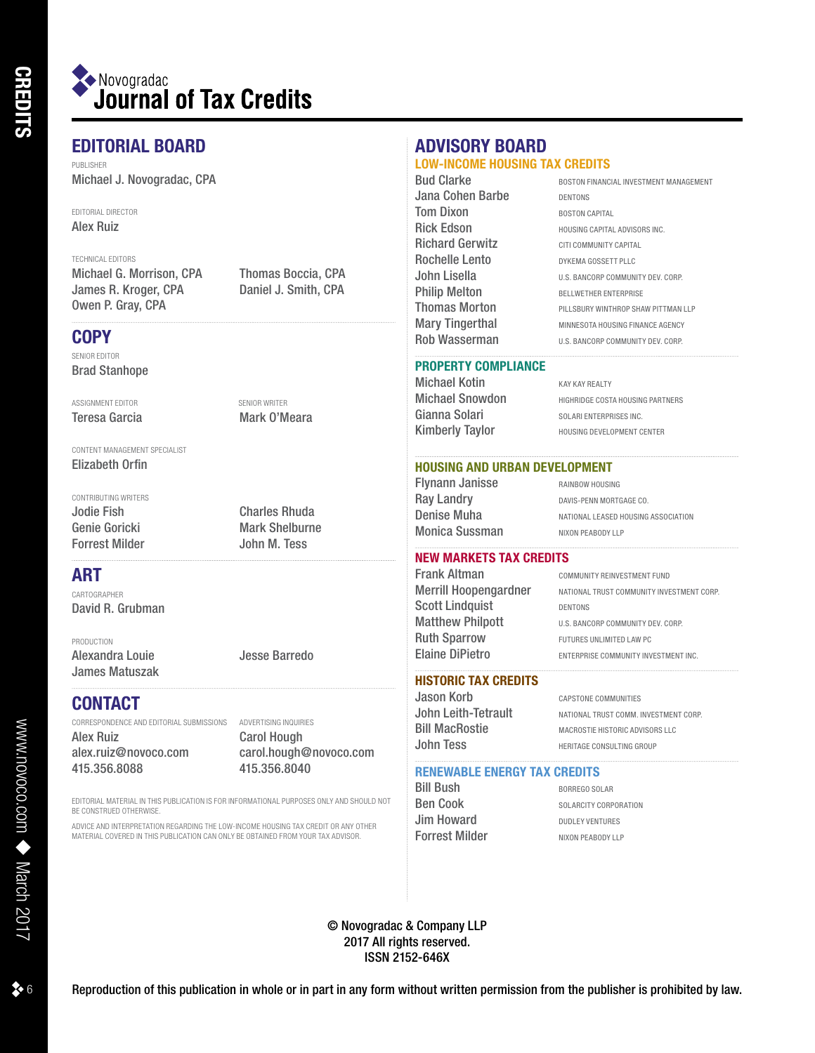# Novogradac Journal of Tax Credits

## EDITORIAL BOARD

PUBLISHER
Michael J. Novogradac, CPA

EDITORIAL DIRECTOR
Alex Ruiz

TECHNICAL EDITORS
Michael G. Morrison, CPA
James R. Kroger, CPA
Owen P. Gray, CPA
Thomas Boccia, CPA
Daniel J. Smith, CPA

## COPY

SENIOR EDITOR
Brad Stanhope

ASSIGNMENT EDITOR
Teresa Garcia

SENIOR WRITER
Mark O'Meara

CONTENT MANAGEMENT SPECIALIST
Elizabeth Orfin

CONTRIBUTING WRITERS
Jodie Fish
Genie Goricki
Forrest Milder
Charles Rhuda
Mark Shelburne
John M. Tess

## ART

CARTOGRAPHER
David R. Grubman

PRODUCTION
Alexandra Louie
James Matuszak
Jesse Barredo

## CONTACT

CORRESPONDENCE AND EDITORIAL SUBMISSIONS
Alex Ruiz
alex.ruiz@novoco.com
415.356.8088

ADVERTISING INQUIRIES
Carol Hough
carol.hough@novoco.com
415.356.8040

EDITORIAL MATERIAL IN THIS PUBLICATION IS FOR INFORMATIONAL PURPOSES ONLY AND SHOULD NOT BE CONSTRUED OTHERWISE.

ADVICE AND INTERPRETATION REGARDING THE LOW-INCOME HOUSING TAX CREDIT OR ANY OTHER MATERIAL COVERED IN THIS PUBLICATION CAN ONLY BE OBTAINED FROM YOUR TAX ADVISOR.

## ADVISORY BOARD

### LOW-INCOME HOUSING TAX CREDITS

| | |
|---|---|
| Bud Clarke | BOSTON FINANCIAL INVESTMENT MANAGEMENT |
| Jana Cohen Barbe | DENTONS |
| Tom Dixon | BOSTON CAPITAL |
| Rick Edson | HOUSING CAPITAL ADVISORS INC. |
| Richard Gerwitz | CITI COMMUNITY CAPITAL |
| Rochelle Lento | DYKEMA GOSSETT PLLC |
| John Lisella | U.S. BANCORP COMMUNITY DEV. CORP. |
| Philip Melton | BELLWETHER ENTERPRISE |
| Thomas Morton | PILLSBURY WINTHROP SHAW PITTMAN LLP |
| Mary Tingerthal | MINNESOTA HOUSING FINANCE AGENCY |
| Rob Wasserman | U.S. BANCORP COMMUNITY DEV. CORP. |

### PROPERTY COMPLIANCE

| | |
|---|---|
| Michael Kotin | KAY KAY REALTY |
| Michael Snowdon | HIGHRIDGE COSTA HOUSING PARTNERS |
| Gianna Solari | SOLARI ENTERPRISES INC. |
| Kimberly Taylor | HOUSING DEVELOPMENT CENTER |

### HOUSING AND URBAN DEVELOPMENT

| | |
|---|---|
| Flynann Janisse | RAINBOW HOUSING |
| Ray Landry | DAVIS-PENN MORTGAGE CO. |
| Denise Muha | NATIONAL LEASED HOUSING ASSOCIATION |
| Monica Sussman | NIXON PEABODY LLP |

### NEW MARKETS TAX CREDITS

| | |
|---|---|
| Frank Altman | COMMUNITY REINVESTMENT FUND |
| Merrill Hoopengardner | NATIONAL TRUST COMMUNITY INVESTMENT CORP. |
| Scott Lindquist | DENTONS |
| Matthew Philpott | U.S. BANCORP COMMUNITY DEV. CORP. |
| Ruth Sparrow | FUTURES UNLIMITED LAW PC |
| Elaine DiPietro | ENTERPRISE COMMUNITY INVESTMENT INC. |

### HISTORIC TAX CREDITS

| | |
|---|---|
| Jason Korb | CAPSTONE COMMUNITIES |
| John Leith-Tetrault | NATIONAL TRUST COMM. INVESTMENT CORP. |
| Bill MacRostie | MACROSTIE HISTORIC ADVISORS LLC |
| John Tess | HERITAGE CONSULTING GROUP |

### RENEWABLE ENERGY TAX CREDITS

| | |
|---|---|
| Bill Bush | BORREGO SOLAR |
| Ben Cook | SOLARCITY CORPORATION |
| Jim Howard | DUDLEY VENTURES |
| Forrest Milder | NIXON PEABODY LLP |

© Novogradac & Company LLP
2017 All rights reserved.
ISSN 2152-646X

Reproduction of this publication in whole or in part in any form without written permission from the publisher is prohibited by law.